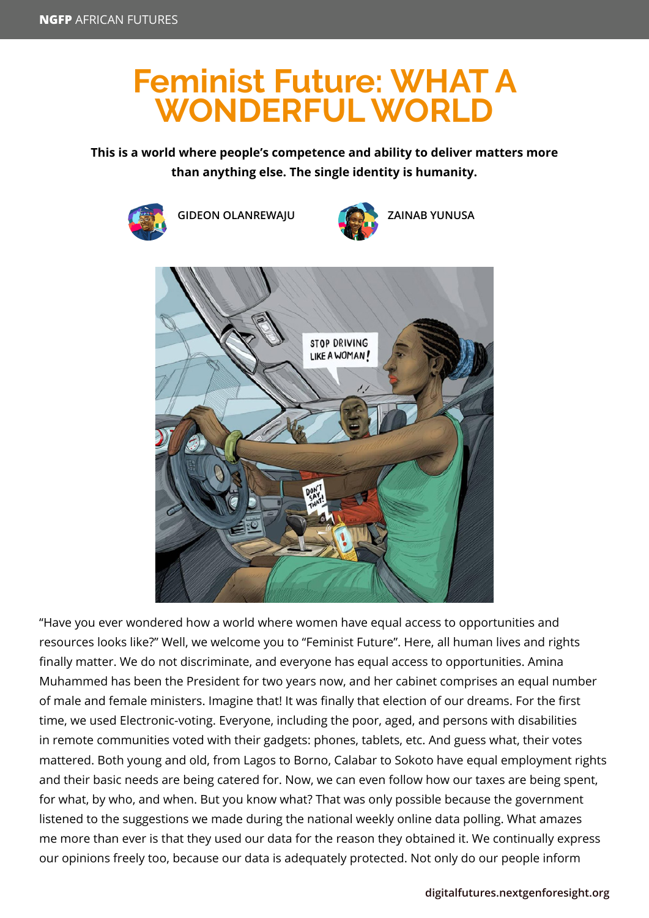# Feminist Future: WHAT A WONDERFUL WORLD

**This is a world where people's competence and ability to deliver matters more than anything else. The single identity is humanity.**

GIDEON OLANREWAJU

ZAINAB YUNUSA

"Have you ever wondered how a world where women have equal access to opportunities and resources looks like?" Well, we welcome you to "Feminist Future". Here, all human lives and rights finally matter. We do not discriminate, and everyone has equal access to opportunities. Amina Muhammed has been the President for two years now, and her cabinet comprises an equal number of male and female ministers. Imagine that! It was finally that election of our dreams. For the first time, we used Electronic-voting. Everyone, including the poor, aged, and persons with disabilities in remote communities voted with their gadgets: phones, tablets, etc. And guess what, their votes mattered. Both young and old, from Lagos to Borno, Calabar to Sokoto have equal employment rights and their basic needs are being catered for. Now, we can even follow how our taxes are being spent, for what, by who, and when. But you know what? That was only possible because the government listened to the suggestions we made during the national weekly online data polling. What amazes me more than ever is that they used our data for the reason they obtained it. We continually express our opinions freely too, because our data is adequately protected. Not only do our people inform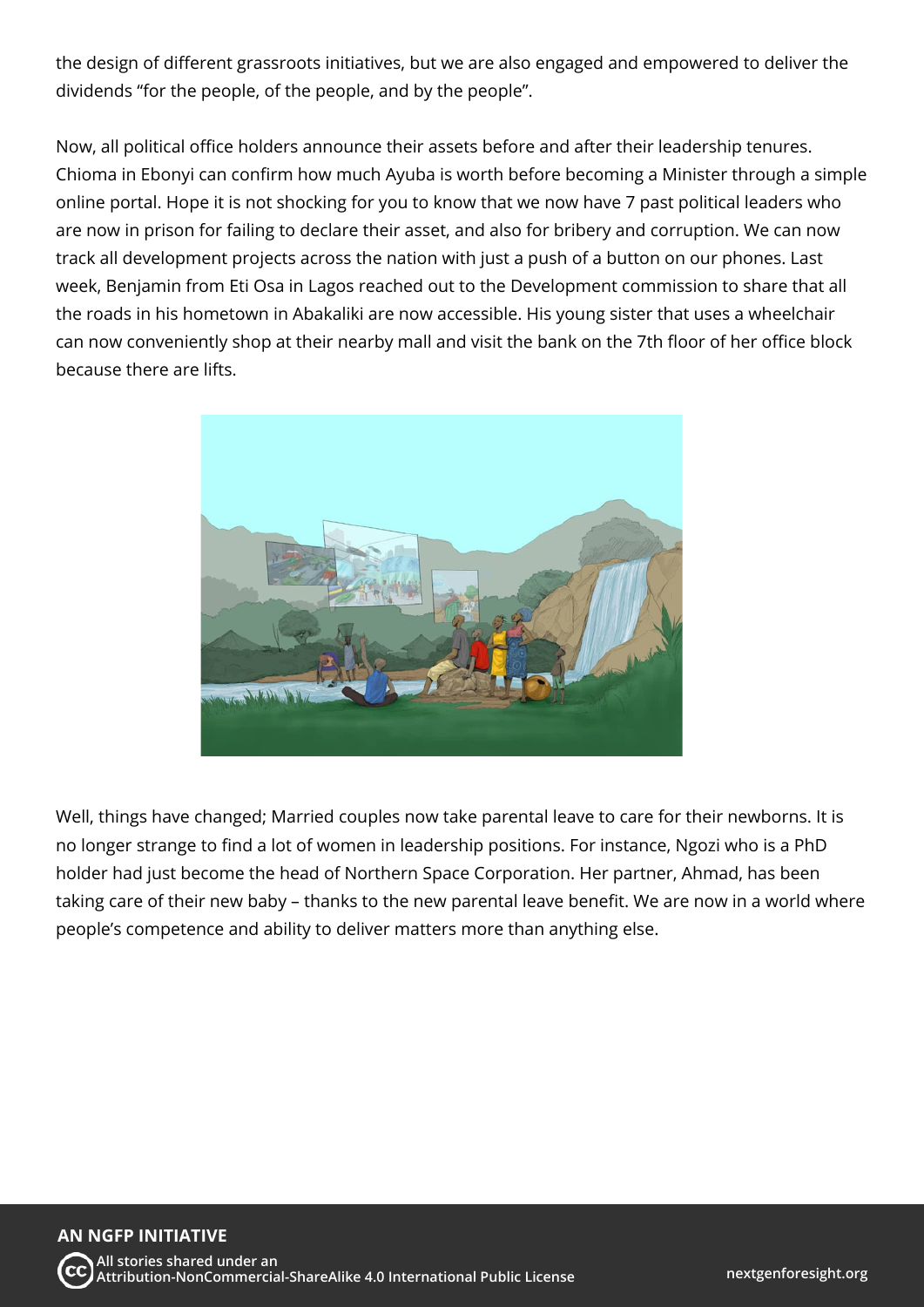the design of different grassroots initiatives, but we are also engaged and empowered to deliver the dividends "for the people, of the people, and by the people".

Now, all political office holders announce their assets before and after their leadership tenures. Chioma in Ebonyi can confirm how much Ayuba is worth before becoming a Minister through a simple online portal. Hope it is not shocking for you to know that we now have 7 past political leaders who are now in prison for failing to declare their asset, and also for bribery and corruption. We can now track all development projects across the nation with just a push of a button on our phones. Last week, Benjamin from Eti Osa in Lagos reached out to the Development commission to share that all the roads in his hometown in Abakaliki are now accessible. His young sister that uses a wheelchair can now conveniently shop at their nearby mall and visit the bank on the 7th floor of her office block because there are lifts.

Well, things have changed; Married couples now take parental leave to care for their newborns. It is no longer strange to find a lot of women in leadership positions. For instance, Ngozi who is a PhD holder had just become the head of Northern Space Corporation. Her partner, Ahmad, has been taking care of their new baby – thanks to the new parental leave benefit. We are now in a world where people's competence and ability to deliver matters more than anything else.

**AN NGFP INITIATIVE**

All stories shared under an Attribution-NonCommercial-ShareAlike 4.0 International Public License

nextgenforesight.org